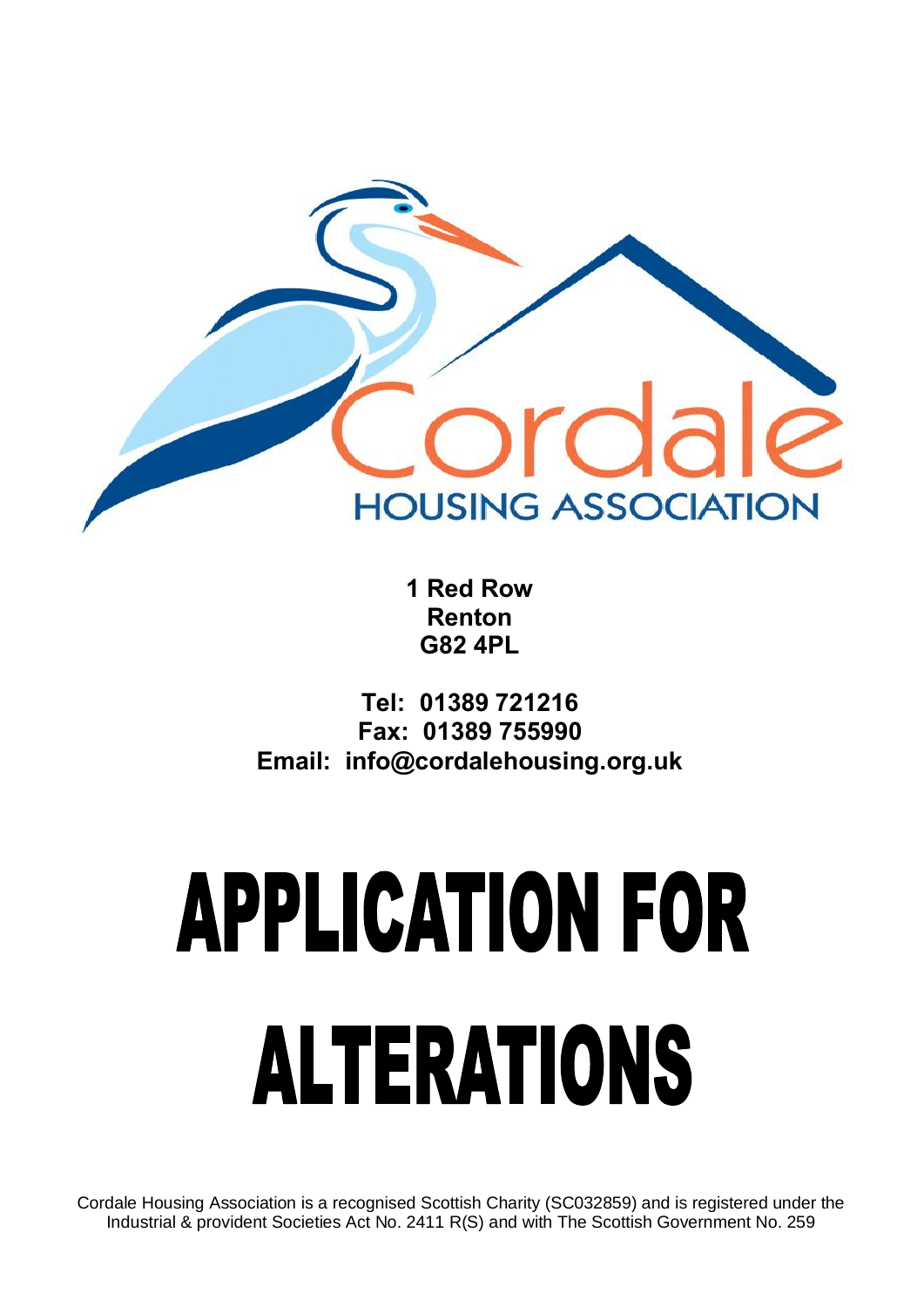Cordale
HOUSING ASSOCIATION

**1 Red Row**
**Renton**
**G82 4PL**

**Tel: 01389 721216**
**Fax: 01389 755990**
**Email: info@cordalehousing.org.uk**

# APPLICATION FOR ALTERATIONS

Cordale Housing Association is a recognised Scottish Charity (SC032859) and is registered under the Industrial & provident Societies Act No. 2411 R(S) and with The Scottish Government No. 259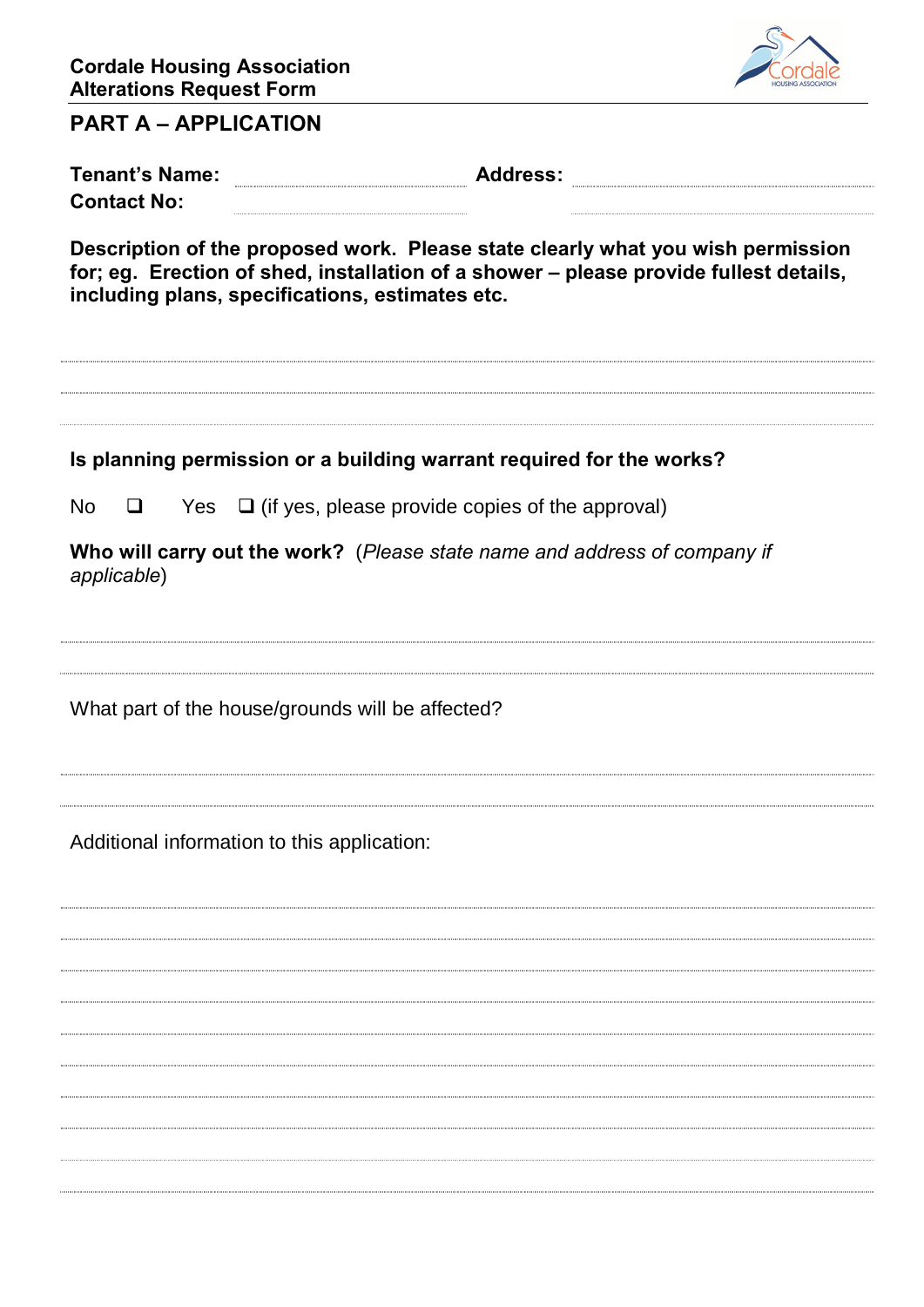**Cordale Housing Association**
**Alterations Request Form**

## PART A – APPLICATION

**Tenant's Name:** ............................................ **Address:** ............................................
**Contact No:** ............................................

**Description of the proposed work. Please state clearly what you wish permission for; eg. Erection of shed, installation of a shower – please provide fullest details, including plans, specifications, estimates etc.**

..........................................................................................................................................

..........................................................................................................................................

..........................................................................................................................................

**Is planning permission or a building warrant required for the works?**

No ☐ Yes ☐ (if yes, please provide copies of the approval)

**Who will carry out the work?** (*Please state name and address of company if applicable*)

..........................................................................................................................................

..........................................................................................................................................

What part of the house/grounds will be affected?

..........................................................................................................................................

..........................................................................................................................................

Additional information to this application:

..........................................................................................................................................

..........................................................................................................................................

..........................................................................................................................................

..........................................................................................................................................

..........................................................................................................................................

..........................................................................................................................................

..........................................................................................................................................

..........................................................................................................................................

..........................................................................................................................................

..........................................................................................................................................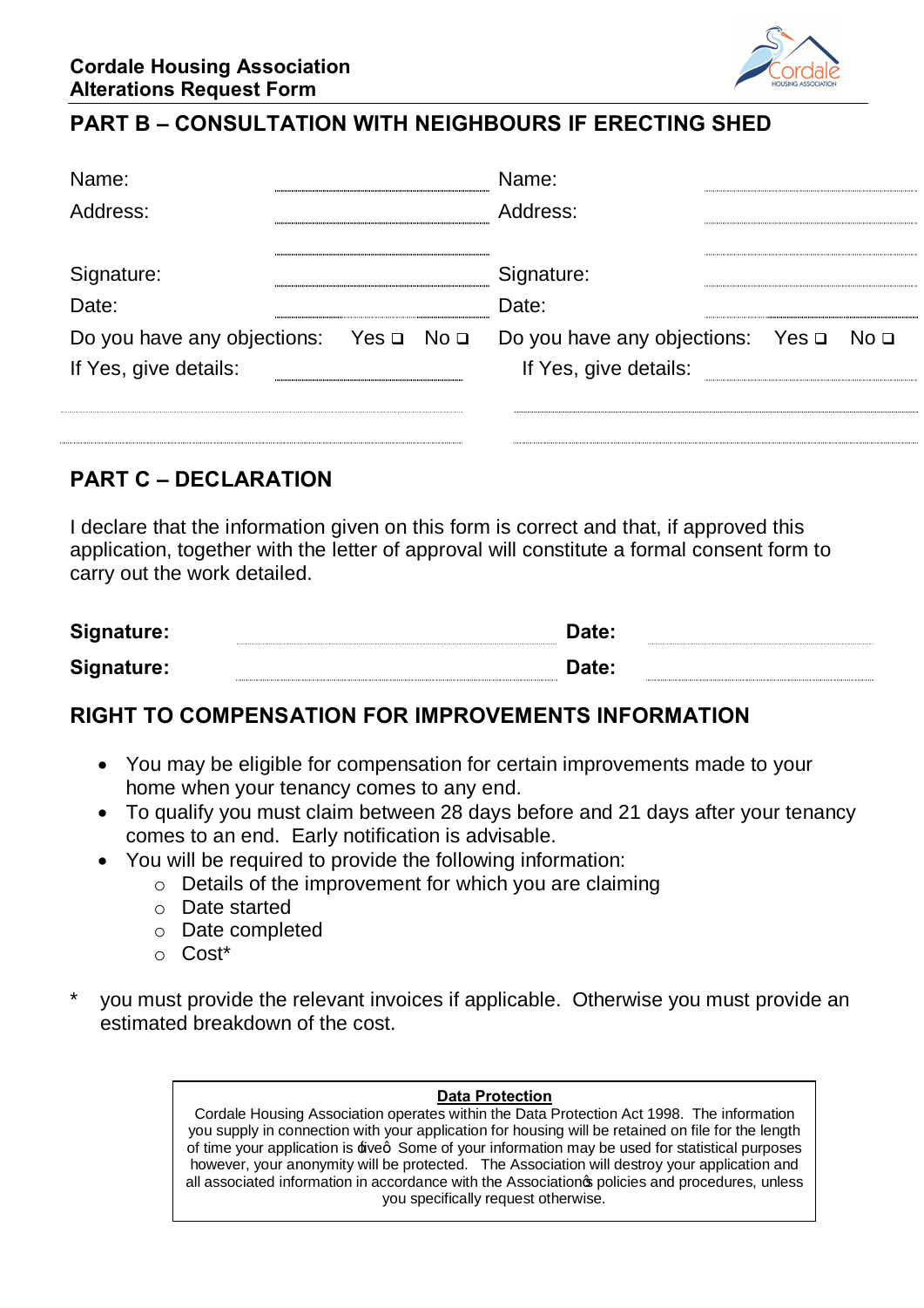Cordale Housing Association
Alterations Request Form

## PART B – CONSULTATION WITH NEIGHBOURS IF ERECTING SHED

| | | | |
|---|---|---|---|
| Name: | ..................................... | Name: | ..................................... |
| Address: | ..................................... | Address: | ..................................... |
| | ..................................... | | ..................................... |
| Signature: | ..................................... | Signature: | ..................................... |
| Date: | ..................................... | Date: | ..................................... |
| Do you have any objections: | Yes ❑ No ❑ | Do you have any objections: | Yes ❑ No ❑ |
| If Yes, give details: | ..................................... | If Yes, give details: | ..................................... |
| ..................................... | | ..................................... | |
| ..................................... | | ..................................... | |

## PART C – DECLARATION

I declare that the information given on this form is correct and that, if approved this application, together with the letter of approval will constitute a formal consent form to carry out the work detailed.

**Signature:** ..................................... **Date:** .....................................

**Signature:** ..................................... **Date:** .....................................

## RIGHT TO COMPENSATION FOR IMPROVEMENTS INFORMATION

- You may be eligible for compensation for certain improvements made to your home when your tenancy comes to any end.
- To qualify you must claim between 28 days before and 21 days after your tenancy comes to an end. Early notification is advisable.
- You will be required to provide the following information:
  - Details of the improvement for which you are claiming
  - Date started
  - Date completed
  - Cost*

\* you must provide the relevant invoices if applicable. Otherwise you must provide an estimated breakdown of the cost.

**Data Protection**

Cordale Housing Association operates within the Data Protection Act 1998. The information you supply in connection with your application for housing will be retained on file for the length of time your application is 'live'. Some of your information may be used for statistical purposes however, your anonymity will be protected. The Association will destroy your application and all associated information in accordance with the Association's policies and procedures, unless you specifically request otherwise.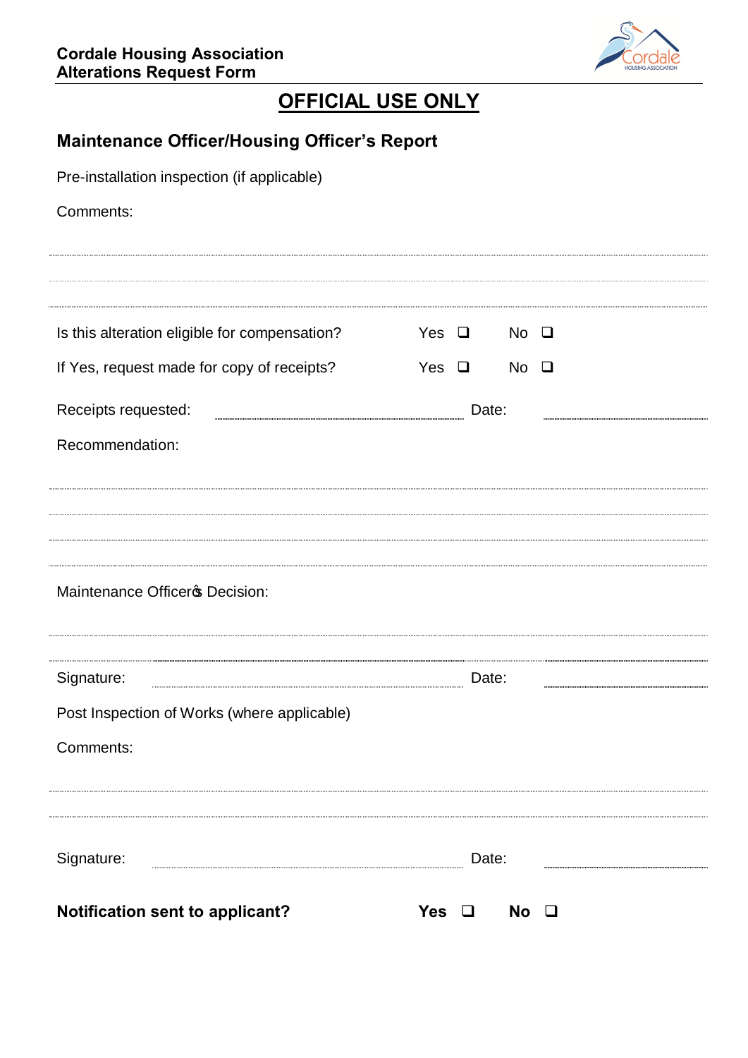**Cordale Housing Association**
**Alterations Request Form**

# OFFICIAL USE ONLY

## Maintenance Officer/Housing Officer's Report

Pre-installation inspection (if applicable)

Comments:

..............................................................................................................................................

..............................................................................................................................................

..............................................................................................................................................

Is this alteration eligible for compensation? Yes ❑ No ❑

If Yes, request made for copy of receipts? Yes ❑ No ❑

Receipts requested: .................................................. Date: ..................................

Recommendation:

..............................................................................................................................................

..............................................................................................................................................

..............................................................................................................................................

..............................................................................................................................................

Maintenance Officer's Decision:

..............................................................................................................................................

..............................................................................................................................................

Signature: .................................................. Date: ..................................

Post Inspection of Works (where applicable)

Comments:

..............................................................................................................................................

..............................................................................................................................................

Signature: .................................................. Date: ..................................

**Notification sent to applicant? Yes ❑ No ❑**